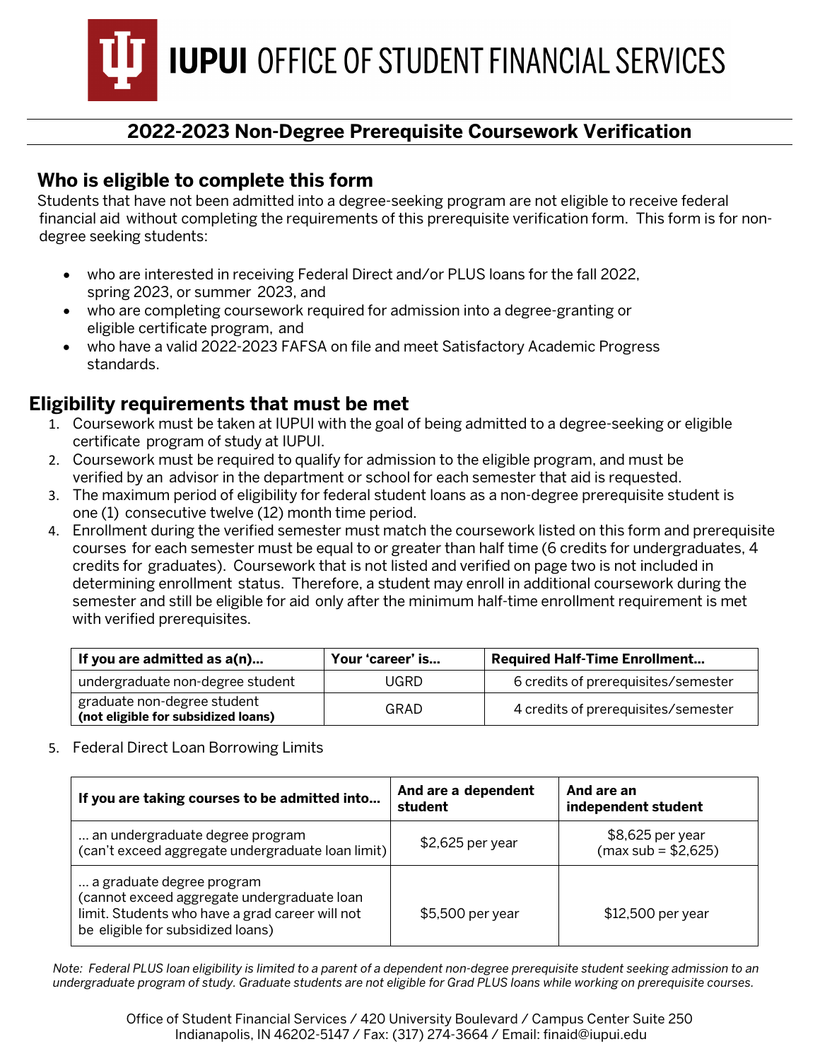# IUPUI OFFICE OF STUDENT FINANCIAL SERVICES

## 2022-2023 Non-Degree Prerequisite Coursework Verification

### Who is eligible to complete this form

Students that have not been admitted into a degree-seeking program are not eligible to receive federal financial aid without completing the requirements of this prerequisite verification form. This form is for non-degree seeking students:

- who are interested in receiving Federal Direct and/or PLUS loans for the fall 2022, spring 2023, or summer 2023, and
- who are completing coursework required for admission into a degree-granting or eligible certificate program, and
- who have a valid 2022-2023 FAFSA on file and meet Satisfactory Academic Progress standards.

### Eligibility requirements that must be met

1. Coursework must be taken at IUPUI with the goal of being admitted to a degree-seeking or eligible certificate program of study at IUPUI.
2. Coursework must be required to qualify for admission to the eligible program, and must be verified by an advisor in the department or school for each semester that aid is requested.
3. The maximum period of eligibility for federal student loans as a non-degree prerequisite student is one (1) consecutive twelve (12) month time period.
4. Enrollment during the verified semester must match the coursework listed on this form and prerequisite courses for each semester must be equal to or greater than half time (6 credits for undergraduates, 4 credits for graduates). Coursework that is not listed and verified on page two is not included in determining enrollment status. Therefore, a student may enroll in additional coursework during the semester and still be eligible for aid only after the minimum half-time enrollment requirement is met with verified prerequisites.

| If you are admitted as a(n)... | Your 'career' is... | Required Half-Time Enrollment... |
|---|---|---|
| undergraduate non-degree student | UGRD | 6 credits of prerequisites/semester |
| graduate non-degree student **(not eligible for subsidized loans)** | GRAD | 4 credits of prerequisites/semester |

5. Federal Direct Loan Borrowing Limits

| If you are taking courses to be admitted into... | And are a dependent student | And are an independent student |
|---|---|---|
| ... an undergraduate degree program (can't exceed aggregate undergraduate loan limit) | $2,625 per year | $8,625 per year (max sub = $2,625) |
| ... a graduate degree program (cannot exceed aggregate undergraduate loan limit. Students who have a grad career will not be eligible for subsidized loans) | $5,500 per year | $12,500 per year |

*Note: Federal PLUS loan eligibility is limited to a parent of a dependent non-degree prerequisite student seeking admission to an undergraduate program of study. Graduate students are not eligible for Grad PLUS loans while working on prerequisite courses.*

Office of Student Financial Services / 420 University Boulevard / Campus Center Suite 250
Indianapolis, IN 46202-5147 / Fax: (317) 274-3664 / Email: finaid@iupui.edu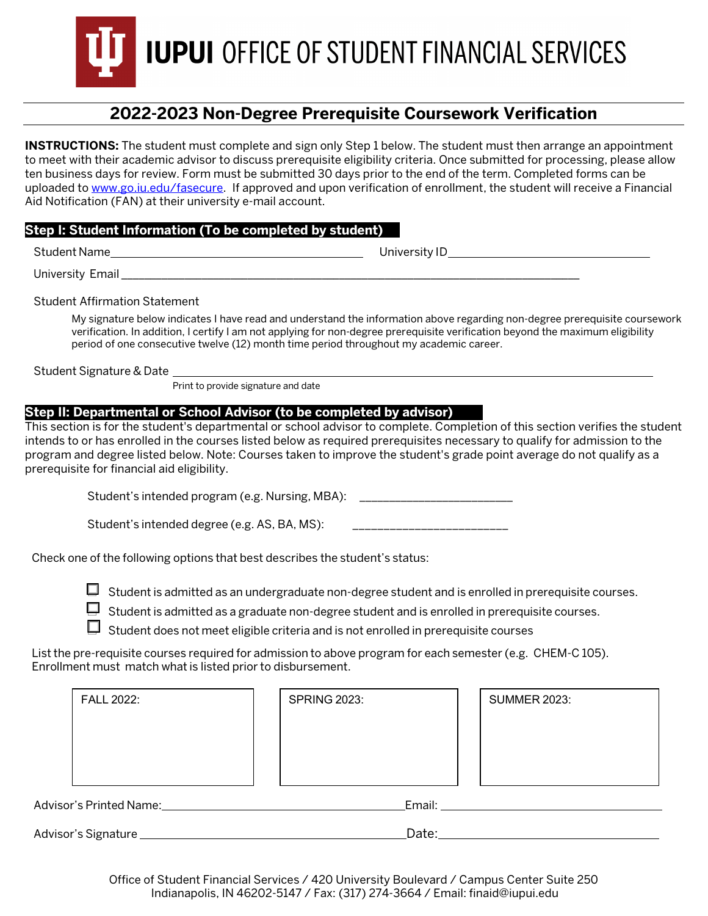# IUPUI OFFICE OF STUDENT FINANCIAL SERVICES

## 2022-2023 Non-Degree Prerequisite Coursework Verification

**INSTRUCTIONS:** The student must complete and sign only Step 1 below. The student must then arrange an appointment to meet with their academic advisor to discuss prerequisite eligibility criteria. Once submitted for processing, please allow ten business days for review. Form must be submitted 30 days prior to the end of the term. Completed forms can be uploaded to www.go.iu.edu/fasecure. If approved and upon verification of enrollment, the student will receive a Financial Aid Notification (FAN) at their university e-mail account.

### Step I: Student Information (To be completed by student)

Student Name ________________________________ University ID ____________________________

University Email ______________________________________________________________

Student Affirmation Statement

My signature below indicates I have read and understand the information above regarding non-degree prerequisite coursework verification. In addition, I certify I am not applying for non-degree prerequisite verification beyond the maximum eligibility period of one consecutive twelve (12) month time period throughout my academic career.

Student Signature & Date ______________________________________________________________

Print to provide signature and date

### Step II: Departmental or School Advisor (to be completed by advisor)

This section is for the student's departmental or school advisor to complete. Completion of this section verifies the student intends to or has enrolled in the courses listed below as required prerequisites necessary to qualify for admission to the program and degree listed below. Note: Courses taken to improve the student's grade point average do not qualify as a prerequisite for financial aid eligibility.

Student's intended program (e.g. Nursing, MBA): ________________________

Student's intended degree (e.g. AS, BA, MS): ________________________

Check one of the following options that best describes the student's status:

- ☐ Student is admitted as an undergraduate non-degree student and is enrolled in prerequisite courses.
- ☐ Student is admitted as a graduate non-degree student and is enrolled in prerequisite courses.
- ☐ Student does not meet eligible criteria and is not enrolled in prerequisite courses

List the pre-requisite courses required for admission to above program for each semester (e.g. CHEM-C 105). Enrollment must match what is listed prior to disbursement.

| FALL 2022: | SPRING 2023: | SUMMER 2023: |
|---|---|---|
| | | |

Advisor's Printed Name: ________________________________ Email: ____________________________

Advisor's Signature ________________________________ Date: ____________________________

Office of Student Financial Services / 420 University Boulevard / Campus Center Suite 250
Indianapolis, IN 46202-5147 / Fax: (317) 274-3664 / Email: finaid@iupui.edu